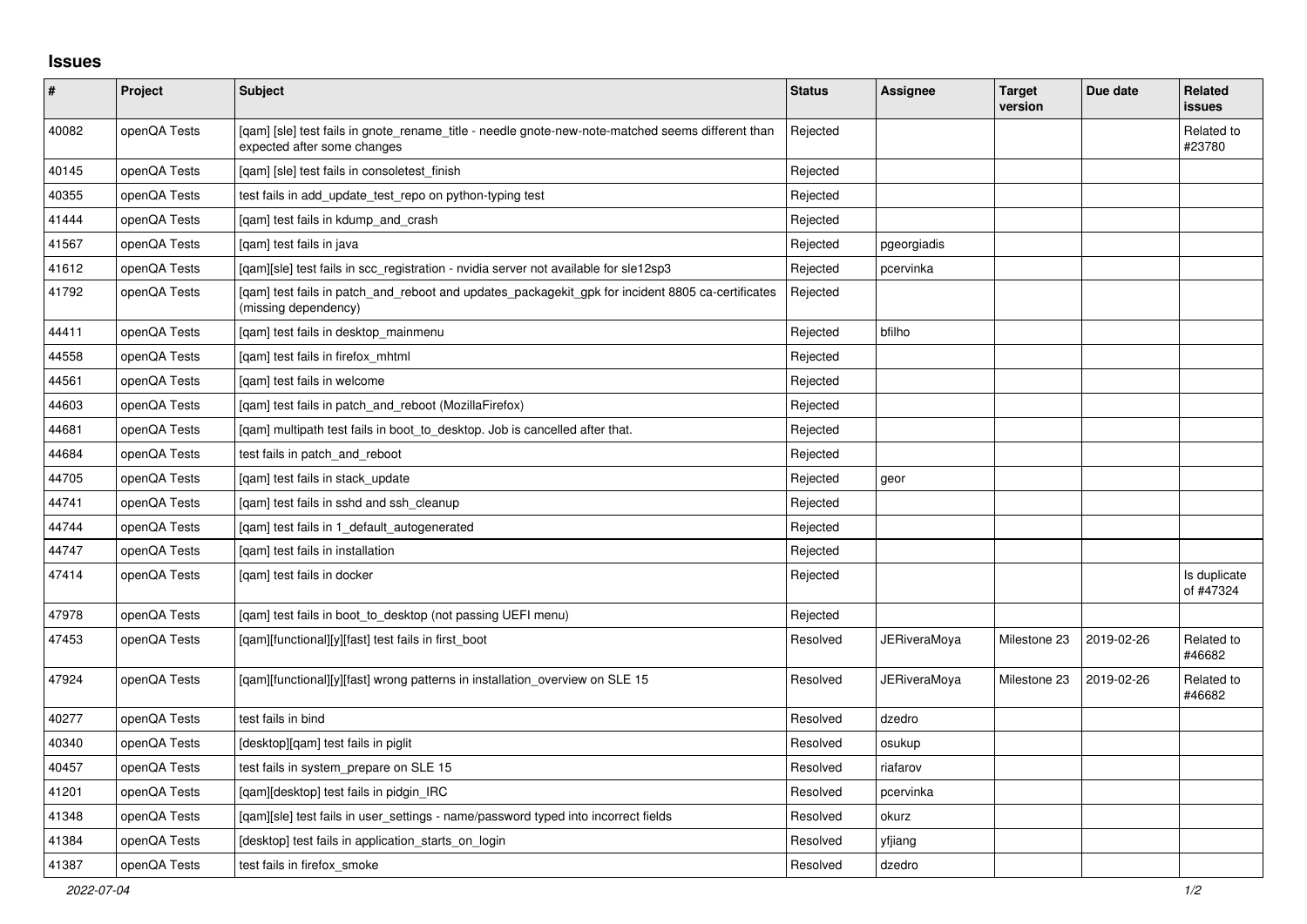## Issues

| # | Project | Subject | Status | Assignee | Target version | Due date | Related issues |
|---|---|---|---|---|---|---|---|
| 40082 | openQA Tests | [qam] [sle] test fails in gnote_rename_title - needle gnote-new-note-matched seems different than expected after some changes | Rejected | | | | Related to #23780 |
| 40145 | openQA Tests | [qam] [sle] test fails in consoletest_finish | Rejected | | | | |
| 40355 | openQA Tests | test fails in add_update_test_repo on python-typing test | Rejected | | | | |
| 41444 | openQA Tests | [qam] test fails in kdump_and_crash | Rejected | | | | |
| 41567 | openQA Tests | [qam] test fails in java | Rejected | pgeorgiadis | | | |
| 41612 | openQA Tests | [qam][sle] test fails in scc_registration - nvidia server not available for sle12sp3 | Rejected | pcervinka | | | |
| 41792 | openQA Tests | [qam] test fails in patch_and_reboot and updates_packagekit_gpk for incident 8805 ca-certificates (missing dependency) | Rejected | | | | |
| 44411 | openQA Tests | [qam] test fails in desktop_mainmenu | Rejected | bfilho | | | |
| 44558 | openQA Tests | [qam] test fails in firefox_mhtml | Rejected | | | | |
| 44561 | openQA Tests | [qam] test fails in welcome | Rejected | | | | |
| 44603 | openQA Tests | [qam] test fails in patch_and_reboot (MozillaFirefox) | Rejected | | | | |
| 44681 | openQA Tests | [qam] multipath test fails in boot_to_desktop. Job is cancelled after that. | Rejected | | | | |
| 44684 | openQA Tests | test fails in patch_and_reboot | Rejected | | | | |
| 44705 | openQA Tests | [qam] test fails in stack_update | Rejected | geor | | | |
| 44741 | openQA Tests | [qam] test fails in sshd and ssh_cleanup | Rejected | | | | |
| 44744 | openQA Tests | [qam] test fails in 1_default_autogenerated | Rejected | | | | |
| 44747 | openQA Tests | [qam] test fails in installation | Rejected | | | | |
| 47414 | openQA Tests | [qam] test fails in docker | Rejected | | | | Is duplicate of #47324 |
| 47978 | openQA Tests | [qam] test fails in boot_to_desktop (not passing UEFI menu) | Rejected | | | | |
| 47453 | openQA Tests | [qam][functional][y][fast] test fails in first_boot | Resolved | JERiveraMoya | Milestone 23 | 2019-02-26 | Related to #46682 |
| 47924 | openQA Tests | [qam][functional][y][fast] wrong patterns in installation_overview on SLE 15 | Resolved | JERiveraMoya | Milestone 23 | 2019-02-26 | Related to #46682 |
| 40277 | openQA Tests | test fails in bind | Resolved | dzedro | | | |
| 40340 | openQA Tests | [desktop][qam] test fails in piglit | Resolved | osukup | | | |
| 40457 | openQA Tests | test fails in system_prepare on SLE 15 | Resolved | riafarov | | | |
| 41201 | openQA Tests | [qam][desktop] test fails in pidgin_IRC | Resolved | pcervinka | | | |
| 41348 | openQA Tests | [qam][sle] test fails in user_settings - name/password typed into incorrect fields | Resolved | okurz | | | |
| 41384 | openQA Tests | [desktop] test fails in application_starts_on_login | Resolved | yfjiang | | | |
| 41387 | openQA Tests | test fails in firefox_smoke | Resolved | dzedro | | | |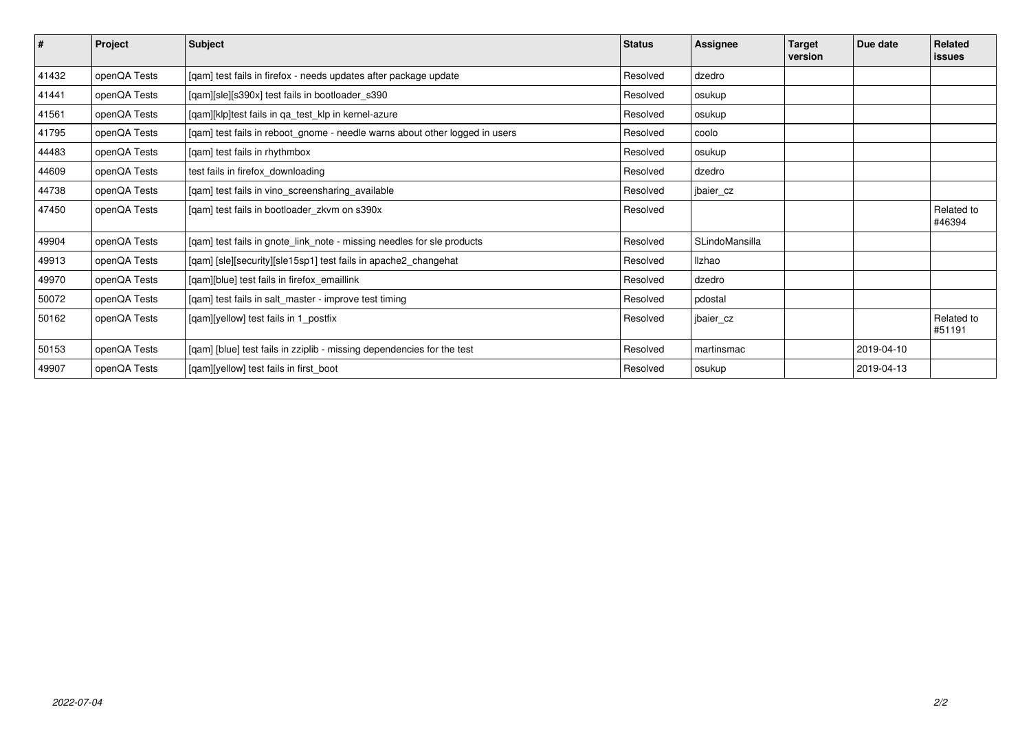| # | Project | Subject | Status | Assignee | Target version | Due date | Related issues |
|---|---|---|---|---|---|---|---|
| 41432 | openQA Tests | [qam] test fails in firefox - needs updates after package update | Resolved | dzedro | | | |
| 41441 | openQA Tests | [qam][sle][s390x] test fails in bootloader_s390 | Resolved | osukup | | | |
| 41561 | openQA Tests | [qam][klp]test fails in qa_test_klp in kernel-azure | Resolved | osukup | | | |
| 41795 | openQA Tests | [qam] test fails in reboot_gnome - needle warns about other logged in users | Resolved | coolo | | | |
| 44483 | openQA Tests | [qam] test fails in rhythmbox | Resolved | osukup | | | |
| 44609 | openQA Tests | test fails in firefox_downloading | Resolved | dzedro | | | |
| 44738 | openQA Tests | [qam] test fails in vino_screensharing_available | Resolved | jbaier_cz | | | |
| 47450 | openQA Tests | [qam] test fails in bootloader_zkvm on s390x | Resolved | | | | Related to #46394 |
| 49904 | openQA Tests | [qam] test fails in gnote_link_note - missing needles for sle products | Resolved | SLindoMansilla | | | |
| 49913 | openQA Tests | [qam] [sle][security][sle15sp1] test fails in apache2_changehat | Resolved | llzhao | | | |
| 49970 | openQA Tests | [qam][blue] test fails in firefox_emaillink | Resolved | dzedro | | | |
| 50072 | openQA Tests | [qam] test fails in salt_master - improve test timing | Resolved | pdostal | | | |
| 50162 | openQA Tests | [qam][yellow] test fails in 1_postfix | Resolved | jbaier_cz | | | Related to #51191 |
| 50153 | openQA Tests | [qam] [blue] test fails in zziplib - missing dependencies for the test | Resolved | martinsmac | | 2019-04-10 | |
| 49907 | openQA Tests | [qam][yellow] test fails in first_boot | Resolved | osukup | | 2019-04-13 | |